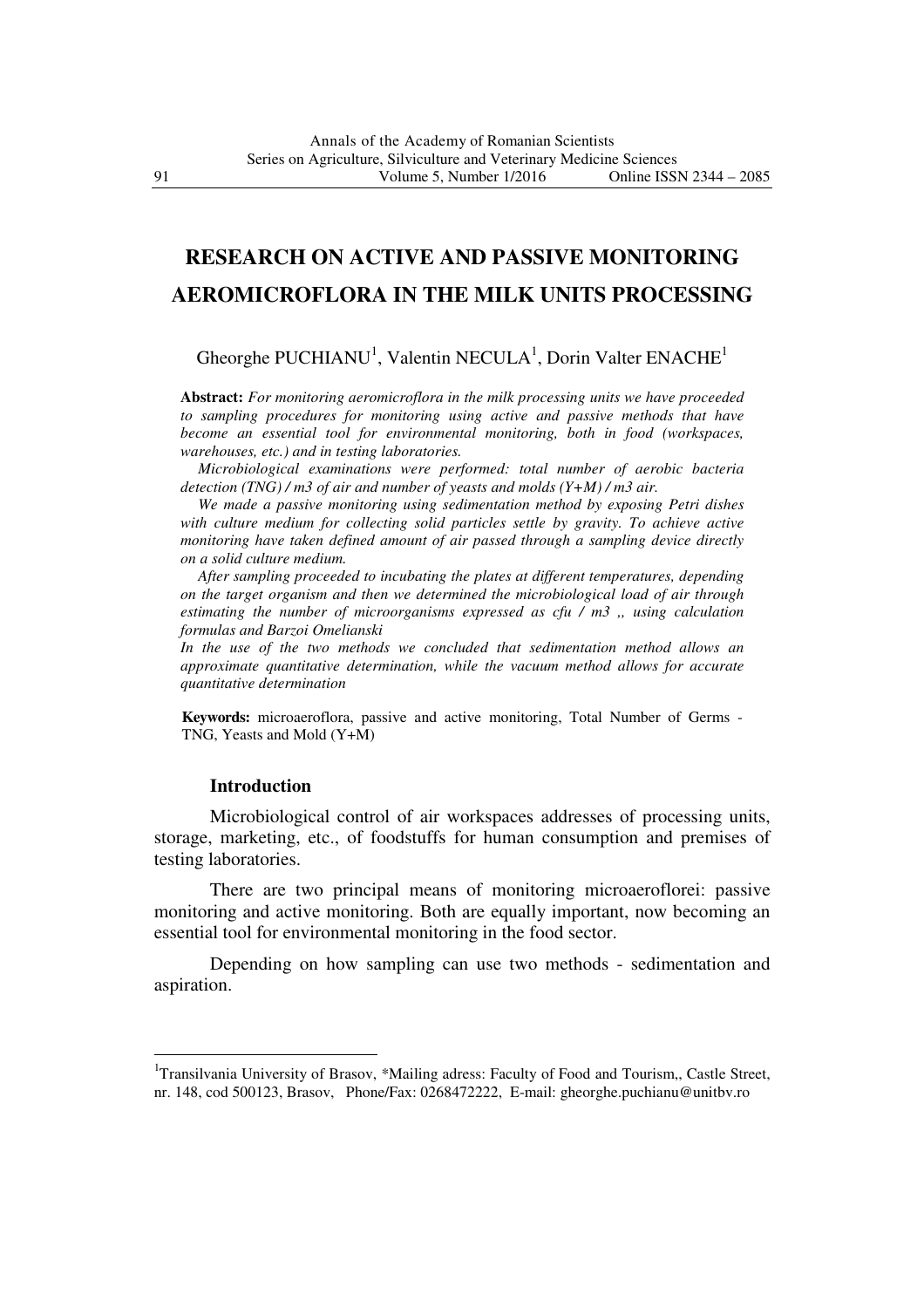# RESEARCH ON ACTIVE AND PASSIVE MONITORING AEROMICROFLORA IN THE MILK UNITS PROCESSING

Gheorghe PUCHIANU[1], Valentin NECULA[1], Dorin Valter ENACHE[1]

**Abstract:** *For monitoring aeromicroflora in the milk processing units we have proceeded to sampling procedures for monitoring using active and passive methods that have become an essential tool for environmental monitoring, both in food (workspaces, warehouses, etc.) and in testing laboratories.*

*Microbiological examinations were performed: total number of aerobic bacteria detection (TNG) / m3 of air and number of yeasts and molds (Y+M) / m3 air.*

*We made a passive monitoring using sedimentation method by exposing Petri dishes with culture medium for collecting solid particles settle by gravity. To achieve active monitoring have taken defined amount of air passed through a sampling device directly on a solid culture medium.*

*After sampling proceeded to incubating the plates at different temperatures, depending on the target organism and then we determined the microbiological load of air through estimating the number of microorganisms expressed as cfu / m3 ,, using calculation formulas and Barzoi Omelianski*

*In the use of the two methods we concluded that sedimentation method allows an approximate quantitative determination, while the vacuum method allows for accurate quantitative determination*

**Keywords:** microaeroflora, passive and active monitoring, Total Number of Germs - TNG, Yeasts and Mold (Y+M)

## Introduction

Microbiological control of air workspaces addresses of processing units, storage, marketing, etc., of foodstuffs for human consumption and premises of testing laboratories.

There are two principal means of monitoring microaeroflorei: passive monitoring and active monitoring. Both are equally important, now becoming an essential tool for environmental monitoring in the food sector.

Depending on how sampling can use two methods - sedimentation and aspiration.

---

[1]Transilvania University of Brasov, \*Mailing adress: Faculty of Food and Tourism,, Castle Street, nr. 148, cod 500123, Brasov, Phone/Fax: 0268472222, E-mail: gheorghe.puchianu@unitbv.ro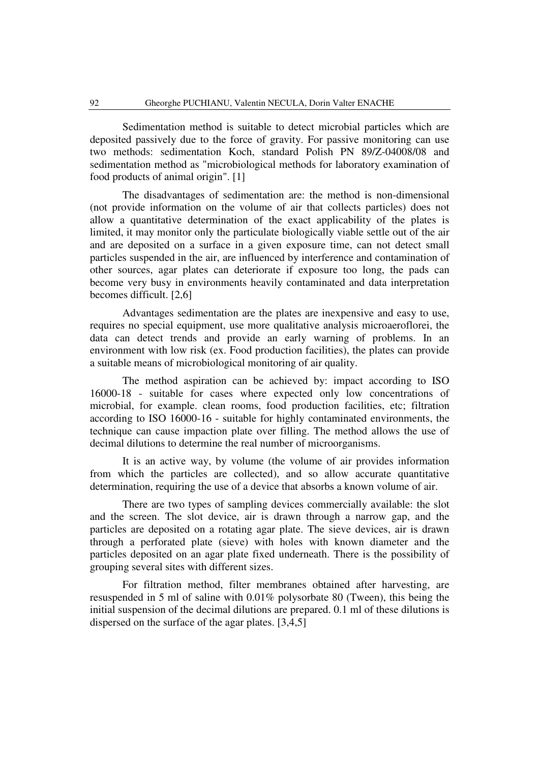Sedimentation method is suitable to detect microbial particles which are deposited passively due to the force of gravity. For passive monitoring can use two methods: sedimentation Koch, standard Polish PN 89/Z-04008/08 and sedimentation method as "microbiological methods for laboratory examination of food products of animal origin". [1]

The disadvantages of sedimentation are: the method is non-dimensional (not provide information on the volume of air that collects particles) does not allow a quantitative determination of the exact applicability of the plates is limited, it may monitor only the particulate biologically viable settle out of the air and are deposited on a surface in a given exposure time, can not detect small particles suspended in the air, are influenced by interference and contamination of other sources, agar plates can deteriorate if exposure too long, the pads can become very busy in environments heavily contaminated and data interpretation becomes difficult. [2,6]

Advantages sedimentation are the plates are inexpensive and easy to use, requires no special equipment, use more qualitative analysis microaeroflorei, the data can detect trends and provide an early warning of problems. In an environment with low risk (ex. Food production facilities), the plates can provide a suitable means of microbiological monitoring of air quality.

The method aspiration can be achieved by: impact according to ISO 16000-18 - suitable for cases where expected only low concentrations of microbial, for example. clean rooms, food production facilities, etc; filtration according to ISO 16000-16 - suitable for highly contaminated environments, the technique can cause impaction plate over filling. The method allows the use of decimal dilutions to determine the real number of microorganisms.

It is an active way, by volume (the volume of air provides information from which the particles are collected), and so allow accurate quantitative determination, requiring the use of a device that absorbs a known volume of air.

There are two types of sampling devices commercially available: the slot and the screen. The slot device, air is drawn through a narrow gap, and the particles are deposited on a rotating agar plate. The sieve devices, air is drawn through a perforated plate (sieve) with holes with known diameter and the particles deposited on an agar plate fixed underneath. There is the possibility of grouping several sites with different sizes.

For filtration method, filter membranes obtained after harvesting, are resuspended in 5 ml of saline with 0.01% polysorbate 80 (Tween), this being the initial suspension of the decimal dilutions are prepared. 0.1 ml of these dilutions is dispersed on the surface of the agar plates. [3,4,5]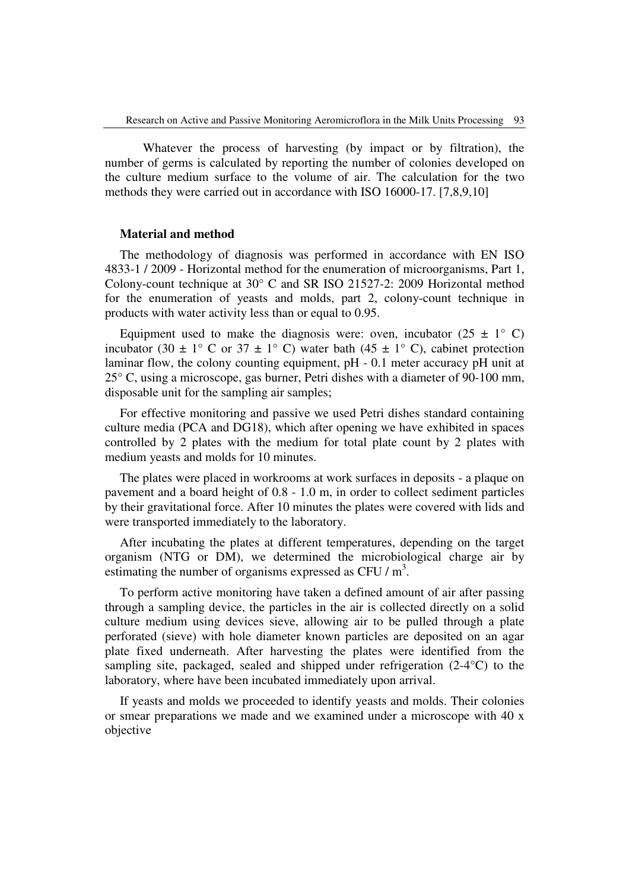Whatever the process of harvesting (by impact or by filtration), the number of germs is calculated by reporting the number of colonies developed on the culture medium surface to the volume of air. The calculation for the two methods they were carried out in accordance with ISO 16000-17. [7,8,9,10]

## Material and method

The methodology of diagnosis was performed in accordance with EN ISO 4833-1 / 2009 - Horizontal method for the enumeration of microorganisms, Part 1, Colony-count technique at 30° C and SR ISO 21527-2: 2009 Horizontal method for the enumeration of yeasts and molds, part 2, colony-count technique in products with water activity less than or equal to 0.95.

Equipment used to make the diagnosis were: oven, incubator (25 ± 1° C) incubator (30 ± 1° C or 37 ± 1° C) water bath (45 ± 1° C), cabinet protection laminar flow, the colony counting equipment, pH - 0.1 meter accuracy pH unit at 25° C, using a microscope, gas burner, Petri dishes with a diameter of 90-100 mm, disposable unit for the sampling air samples;

For effective monitoring and passive we used Petri dishes standard containing culture media (PCA and DG18), which after opening we have exhibited in spaces controlled by 2 plates with the medium for total plate count by 2 plates with medium yeasts and molds for 10 minutes.

The plates were placed in workrooms at work surfaces in deposits - a plaque on pavement and a board height of 0.8 - 1.0 m, in order to collect sediment particles by their gravitational force. After 10 minutes the plates were covered with lids and were transported immediately to the laboratory.

After incubating the plates at different temperatures, depending on the target organism (NTG or DM), we determined the microbiological charge air by estimating the number of organisms expressed as CFU / $m^3$.

To perform active monitoring have taken a defined amount of air after passing through a sampling device, the particles in the air is collected directly on a solid culture medium using devices sieve, allowing air to be pulled through a plate perforated (sieve) with hole diameter known particles are deposited on an agar plate fixed underneath. After harvesting the plates were identified from the sampling site, packaged, sealed and shipped under refrigeration (2-4°C) to the laboratory, where have been incubated immediately upon arrival.

If yeasts and molds we proceeded to identify yeasts and molds. Their colonies or smear preparations we made and we examined under a microscope with 40 x objective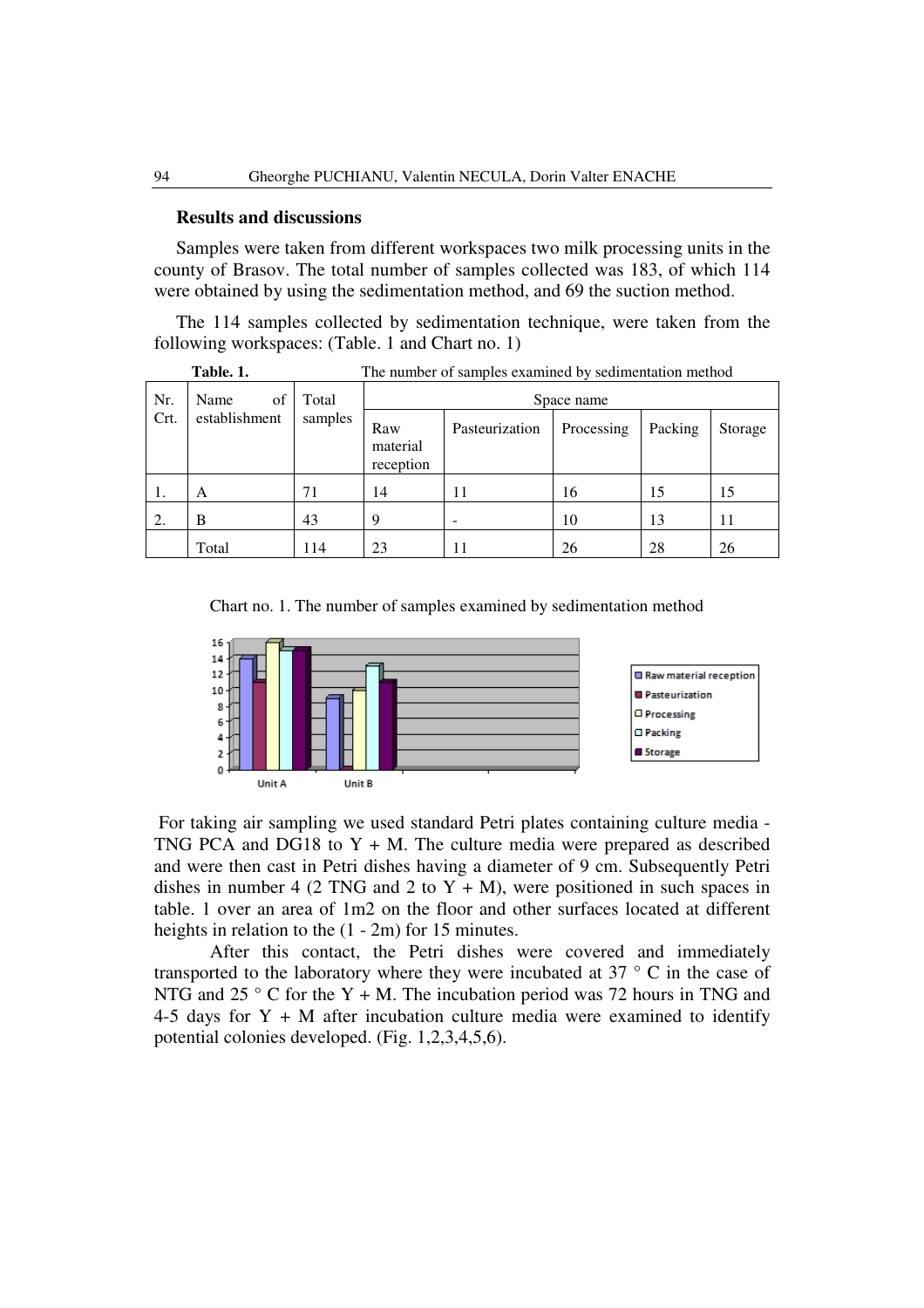## Results and discussions

Samples were taken from different workspaces two milk processing units in the county of Brasov. The total number of samples collected was 183, of which 114 were obtained by using the sedimentation method, and 69 the suction method.

The 114 samples collected by sedimentation technique, were taken from the following workspaces: (Table. 1 and Chart no. 1)

**Table. 1.** The number of samples examined by sedimentation method

| Nr. Crt. | Name of establishment | Total samples | Space name | | | | |
|---|---|---|---|---|---|---|---|
| | | | Raw material reception | Pasteurization | Processing | Packing | Storage |
| 1. | A | 71 | 14 | 11 | 16 | 15 | 15 |
| 2. | B | 43 | 9 | - | 10 | 13 | 11 |
| | Total | 114 | 23 | 11 | 26 | 28 | 26 |

Chart no. 1. The number of samples examined by sedimentation method

For taking air sampling we used standard Petri plates containing culture media - TNG PCA and DG18 to Y + M. The culture media were prepared as described and were then cast in Petri dishes having a diameter of 9 cm. Subsequently Petri dishes in number 4 (2 TNG and 2 to Y + M), were positioned in such spaces in table. 1 over an area of 1m2 on the floor and other surfaces located at different heights in relation to the (1 - 2m) for 15 minutes.

After this contact, the Petri dishes were covered and immediately transported to the laboratory where they were incubated at 37 ° C in the case of NTG and 25 ° C for the Y + M. The incubation period was 72 hours in TNG and 4-5 days for Y + M after incubation culture media were examined to identify potential colonies developed. (Fig. 1,2,3,4,5,6).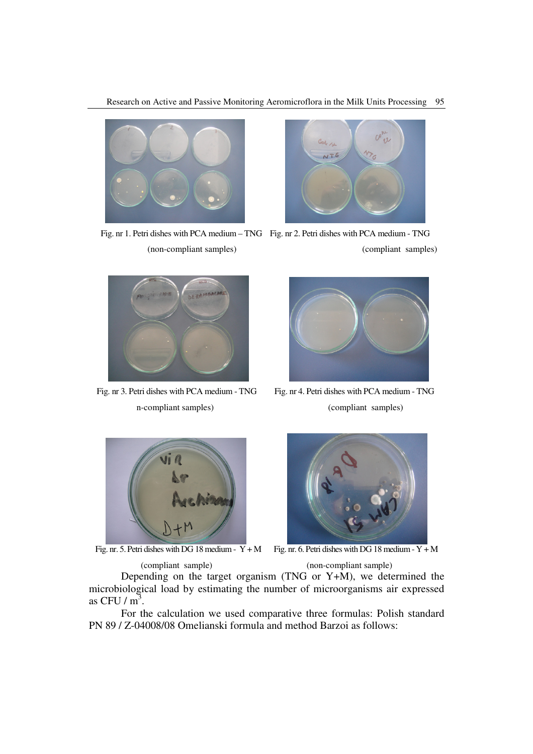Fig. nr 1. Petri dishes with PCA medium – TNG (non-compliant samples)

Fig. nr 2. Petri dishes with PCA medium - TNG (compliant samples)

Fig. nr 3. Petri dishes with PCA medium - TNG n-compliant samples)

Fig. nr 4. Petri dishes with PCA medium - TNG (compliant samples)

Fig. nr. 5. Petri dishes with DG 18 medium - Y + M (compliant sample)

Fig. nr. 6. Petri dishes with DG 18 medium - Y + M (non-compliant sample)

Depending on the target organism (TNG or Y+M), we determined the microbiological load by estimating the number of microorganisms air expressed as CFU / $m^3$.

For the calculation we used comparative three formulas: Polish standard PN 89 / Z-04008/08 Omelianski formula and method Barzoi as follows: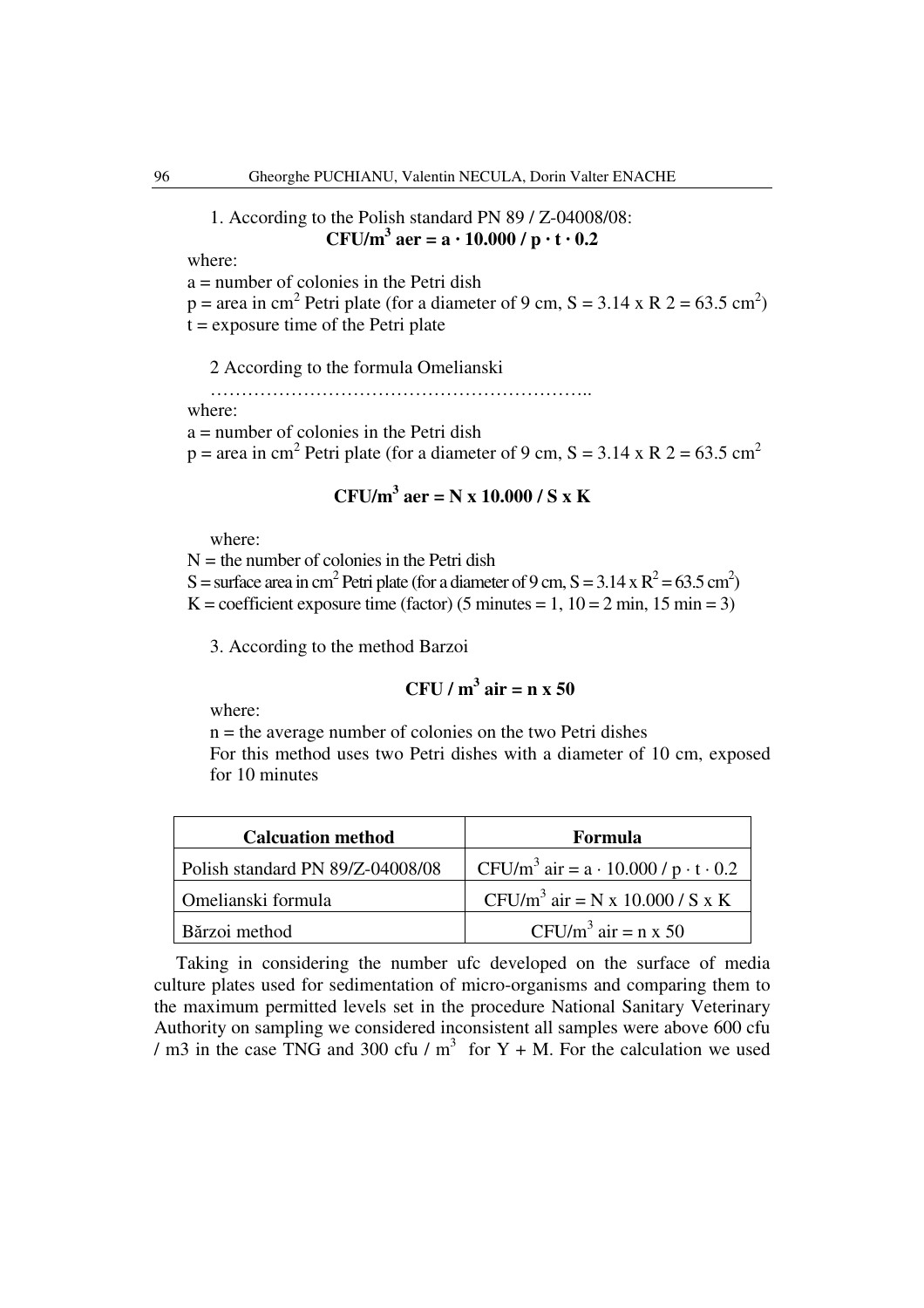1. According to the Polish standard PN 89 / Z-04008/08:

$$\textbf{CFU/m}^3 \textbf{ aer} = \textbf{a} \cdot \textbf{10.000} / \textbf{p} \cdot \textbf{t} \cdot \textbf{0.2}$$

where:
a = number of colonies in the Petri dish
p = area in $cm^2$ Petri plate (for a diameter of 9 cm, S = 3.14 x R 2 = 63.5 $cm^2$)
t = exposure time of the Petri plate

2 According to the formula Omelianski

……………………………………………………..

where:
a = number of colonies in the Petri dish
p = area in $cm^2$ Petri plate (for a diameter of 9 cm, S = 3.14 x R 2 = 63.5 $cm^2$

$$\textbf{CFU/m}^3 \textbf{ aer} = \textbf{N x 10.000 / S x K}$$

where:
N = the number of colonies in the Petri dish
S = surface area in $cm^2$ Petri plate (for a diameter of 9 cm, S = 3.14 x $R^2$ = 63.5 $cm^2$)
K = coefficient exposure time (factor) (5 minutes = 1, 10 = 2 min, 15 min = 3)

3. According to the method Barzoi

$$\textbf{CFU / m}^3 \textbf{ air} = \textbf{n x 50}$$

where:
n = the average number of colonies on the two Petri dishes
For this method uses two Petri dishes with a diameter of 10 cm, exposed for 10 minutes

| Calcuation method | Formula |
|---|---|
| Polish standard PN 89/Z-04008/08 | CFU/$m^3$ air = a · 10.000 / p · t · 0.2 |
| Omelianski formula | CFU/$m^3$ air = N x 10.000 / S x K |
| Bărzoi method | CFU/$m^3$ air = n x 50 |

Taking in considering the number ufc developed on the surface of media culture plates used for sedimentation of micro-organisms and comparing them to the maximum permitted levels set in the procedure National Sanitary Veterinary Authority on sampling we considered inconsistent all samples were above 600 cfu / m3 in the case TNG and 300 cfu / $m^3$ for Y + M. For the calculation we used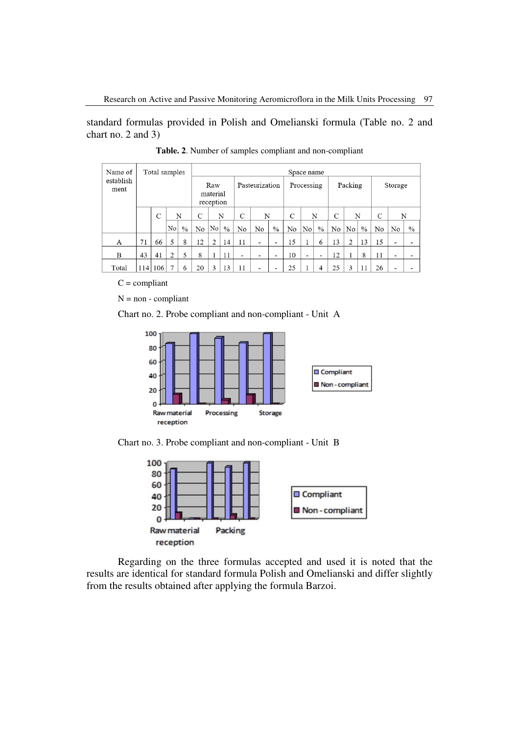standard formulas provided in Polish and Omelianski formula (Table no. 2 and chart no. 2 and 3)

**Table. 2**. Number of samples compliant and non-compliant

| Name of establishment | Total samples | | | | Space name | | | | | | | | | | | | | | | |
|---|---|---|---|---|---|---|---|---|---|---|---|---|---|---|---|---|---|---|---|---|
| | | | | | Raw material reception | | | Pasteurization | | | Processing | | | Packing | | | Storage | | | |
| | | C | N | | C | N | | C | N | | C | N | | C | N | | C | N | | |
| | | | No | % | No | No | % | No | No | % | No | No | % | No | No | % | No | No | % | |
| A | 71 | 66 | 5 | 8 | 12 | 2 | 14 | 11 | - | - | 15 | 1 | 6 | 13 | 2 | 13 | 15 | - | - | |
| B | 43 | 41 | 2 | 5 | 8 | 1 | 11 | - | - | - | 10 | - | - | 12 | 1 | 8 | 11 | - | - | |
| Total | 114 | 106 | 7 | 6 | 20 | 3 | 13 | 11 | - | - | 25 | 1 | 4 | 25 | 3 | 11 | 26 | - | - | |

C = compliant

N = non - compliant

Chart no. 2. Probe compliant and non-compliant - Unit A

Chart no. 3. Probe compliant and non-compliant - Unit B

Regarding on the three formulas accepted and used it is noted that the results are identical for standard formula Polish and Omelianski and differ slightly from the results obtained after applying the formula Barzoi.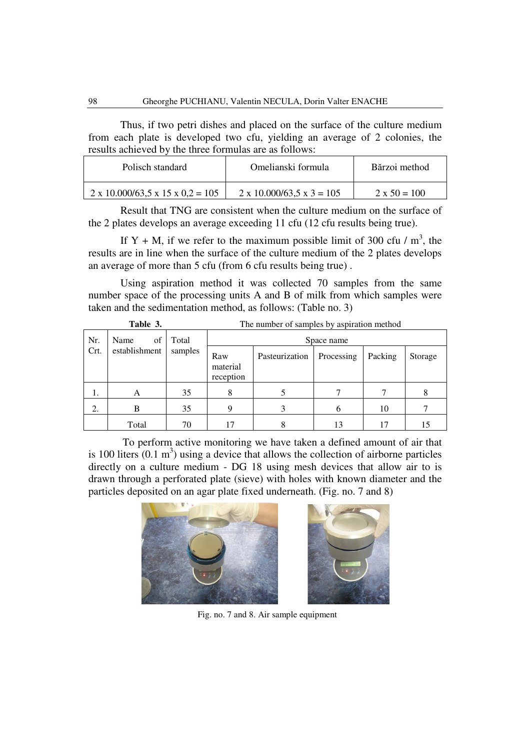Thus, if two petri dishes and placed on the surface of the culture medium from each plate is developed two cfu, yielding an average of 2 colonies, the results achieved by the three formulas are as follows:

| Polisch standard | Omelianski formula | Bărzoi method |
|---|---|---|
| 2 x 10.000/63,5 x 15 x 0,2 = 105 | 2 x 10.000/63,5 x 3 = 105 | 2 x 50 = 100 |

Result that TNG are consistent when the culture medium on the surface of the 2 plates develops an average exceeding 11 cfu (12 cfu results being true).

If Y + M, if we refer to the maximum possible limit of 300 cfu / $m^3$, the results are in line when the surface of the culture medium of the 2 plates develops an average of more than 5 cfu (from 6 cfu results being true) .

Using aspiration method it was collected 70 samples from the same number space of the processing units A and B of milk from which samples were taken and the sedimentation method, as follows: (Table no. 3)

**Table 3.** The number of samples by aspiration method

| Nr. Crt. | Name of establishment | Total samples | Space name | | | | |
|---|---|---|---|---|---|---|---|
| | | | Raw material reception | Pasteurization | Processing | Packing | Storage |
| 1. | A | 35 | 8 | 5 | 7 | 7 | 8 |
| 2. | B | 35 | 9 | 3 | 6 | 10 | 7 |
| | Total | 70 | 17 | 8 | 13 | 17 | 15 |

To perform active monitoring we have taken a defined amount of air that is 100 liters (0.1 $m^3$) using a device that allows the collection of airborne particles directly on a culture medium - DG 18 using mesh devices that allow air to is drawn through a perforated plate (sieve) with holes with known diameter and the particles deposited on an agar plate fixed underneath. (Fig. no. 7 and 8)

Fig. no. 7 and 8. Air sample equipment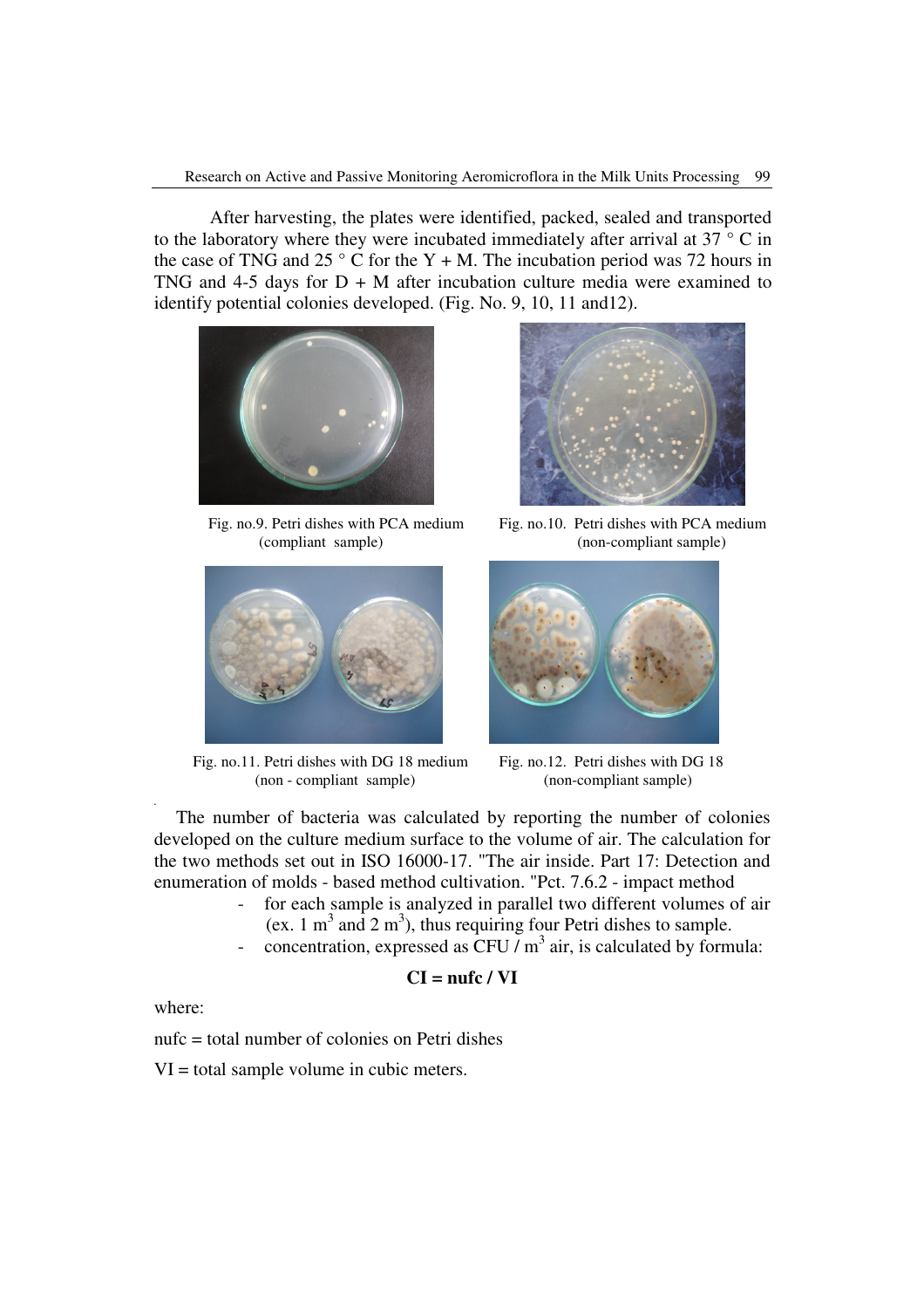After harvesting, the plates were identified, packed, sealed and transported to the laboratory where they were incubated immediately after arrival at 37 ° C in the case of TNG and 25 ° C for the Y + M. The incubation period was 72 hours in TNG and 4-5 days for D + M after incubation culture media were examined to identify potential colonies developed. (Fig. No. 9, 10, 11 and12).

Fig. no.9. Petri dishes with PCA medium (compliant sample)

Fig. no.10. Petri dishes with PCA medium (non-compliant sample)

Fig. no.11. Petri dishes with DG 18 medium (non - compliant sample)

Fig. no.12. Petri dishes with DG 18 (non-compliant sample)

The number of bacteria was calculated by reporting the number of colonies developed on the culture medium surface to the volume of air. The calculation for the two methods set out in ISO 16000-17. "The air inside. Part 17: Detection and enumeration of molds - based method cultivation. "Pct. 7.6.2 - impact method

- for each sample is analyzed in parallel two different volumes of air (ex. 1 $m^3$ and 2 $m^3$), thus requiring four Petri dishes to sample.
- concentration, expressed as CFU / $m^3$ air, is calculated by formula:

$$\mathbf{CI = nufc / VI}$$

where:

nufc = total number of colonies on Petri dishes

VI = total sample volume in cubic meters.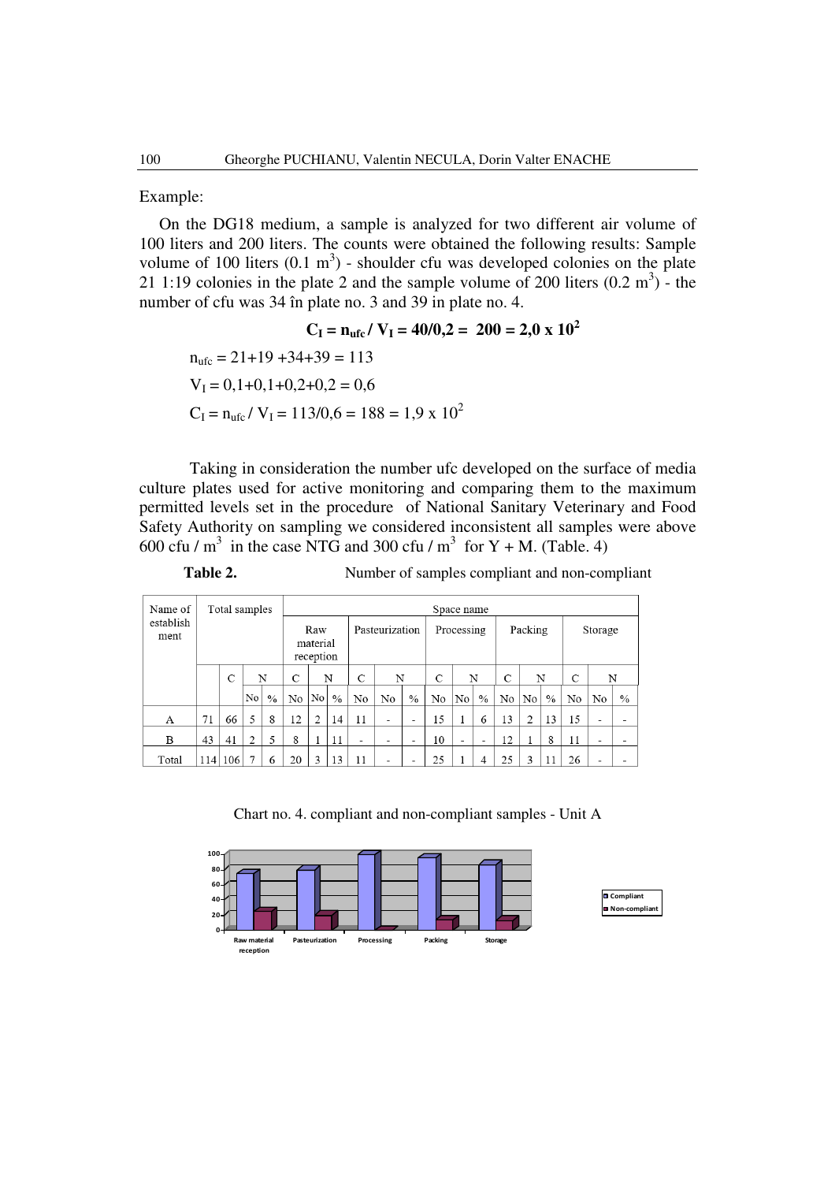Example:

On the DG18 medium, a sample is analyzed for two different air volume of 100 liters and 200 liters. The counts were obtained the following results: Sample volume of 100 liters (0.1 $m^3$) - shoulder cfu was developed colonies on the plate 21 1:19 colonies in the plate 2 and the sample volume of 200 liters (0.2 $m^3$) - the number of cfu was 34 în plate no. 3 and 39 in plate no. 4.

$$\mathbf{C_I = n_{ufc} / V_I = 40/0{,}2 = 200 = 2{,}0 \times 10^2}$$

$n_{ufc} = 21+19 +34+39 = 113$

$V_I = 0{,}1+0{,}1+0{,}2+0{,}2 = 0{,}6$

$C_I = n_{ufc} / V_I = 113/0{,}6 = 188 = 1{,}9 \times 10^2$

Taking in consideration the number ufc developed on the surface of media culture plates used for active monitoring and comparing them to the maximum permitted levels set in the procedure of National Sanitary Veterinary and Food Safety Authority on sampling we considered inconsistent all samples were above 600 cfu / $m^3$ in the case NTG and 300 cfu / $m^3$ for Y + M. (Table. 4)

**Table 2.** Number of samples compliant and non-compliant

| Name of establishment | Total samples | | | | Space name | | | | | | | | | | | | | | |
|---|---|---|---|---|---|---|---|---|---|---|---|---|---|---|---|---|---|---|---|
| | | | | | Raw material reception | | | Pasteurization | | | Processing | | | Packing | | | Storage | | |
| | | C | N | | C | N | | C | N | | C | N | | C | N | | C | N | |
| | | | No | % | No | No | % | No | No | % | No | No | % | No | No | % | No | No | % |
| A | 71 | 66 | 5 | 8 | 12 | 2 | 14 | 11 | - | - | 15 | 1 | 6 | 13 | 2 | 13 | 15 | - | - |
| B | 43 | 41 | 2 | 5 | 8 | 1 | 11 | - | - | - | 10 | - | - | 12 | 1 | 8 | 11 | - | - |
| Total | 114 | 106 | 7 | 6 | 20 | 3 | 13 | 11 | - | - | 25 | 1 | 4 | 25 | 3 | 11 | 26 | - | - |

Chart no. 4. compliant and non-compliant samples - Unit A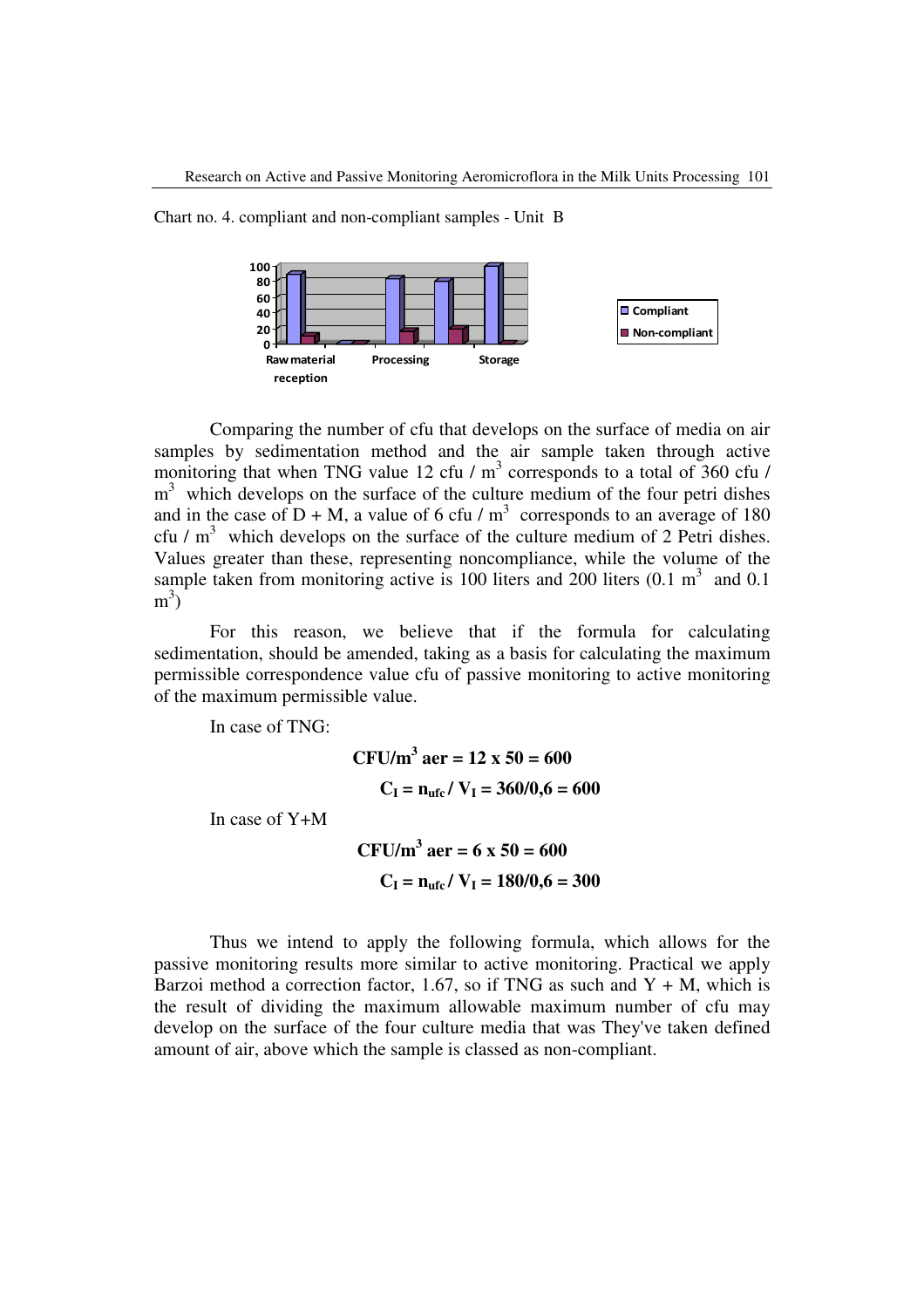Chart no. 4. compliant and non-compliant samples - Unit B

Comparing the number of cfu that develops on the surface of media on air samples by sedimentation method and the air sample taken through active monitoring that when TNG value 12 cfu / $m^3$ corresponds to a total of 360 cfu / $m^3$ which develops on the surface of the culture medium of the four petri dishes and in the case of D + M, a value of 6 cfu / $m^3$ corresponds to an average of 180 cfu / $m^3$ which develops on the surface of the culture medium of 2 Petri dishes. Values greater than these, representing noncompliance, while the volume of the sample taken from monitoring active is 100 liters and 200 liters (0.1 $m^3$ and 0.1 $m^3$)

For this reason, we believe that if the formula for calculating sedimentation, should be amended, taking as a basis for calculating the maximum permissible correspondence value cfu of passive monitoring to active monitoring of the maximum permissible value.

In case of TNG:

$$\mathbf{CFU/m^3 \ aer = 12 \times 50 = 600}$$

$$\mathbf{C_I = n_{ufc} / V_I = 360/0,6 = 600}$$

In case of Y+M

$$\mathbf{CFU/m^3 \ aer = 6 \times 50 = 600}$$

$$\mathbf{C_I = n_{ufc} / V_I = 180/0,6 = 300}$$

Thus we intend to apply the following formula, which allows for the passive monitoring results more similar to active monitoring. Practical we apply Barzoi method a correction factor, 1.67, so if TNG as such and Y + M, which is the result of dividing the maximum allowable maximum number of cfu may develop on the surface of the four culture media that was They've taken defined amount of air, above which the sample is classed as non-compliant.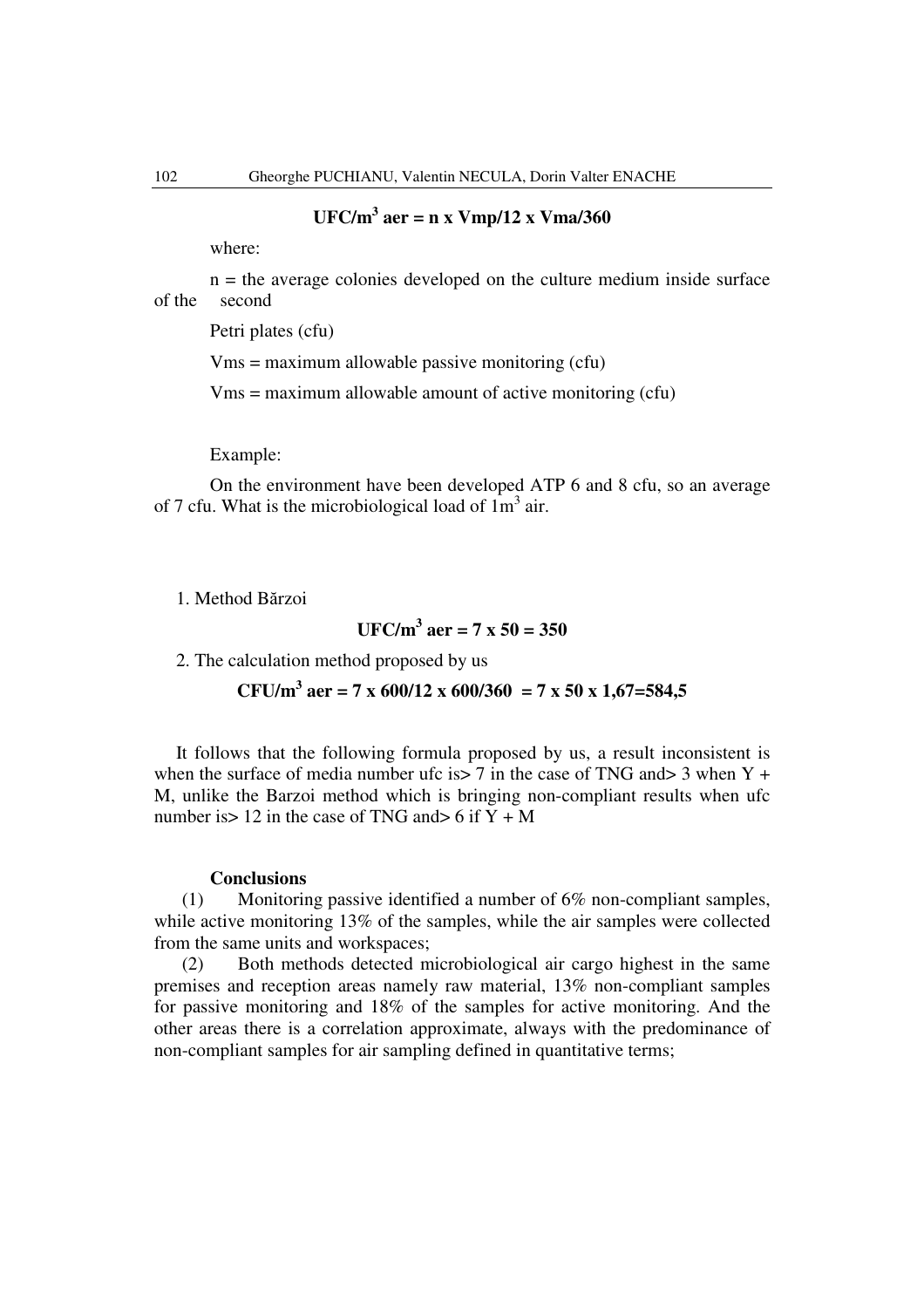$$\mathbf{UFC/m^3\ aer = n \times Vmp/12 \times Vma/360}$$

where:

n = the average colonies developed on the culture medium inside surface of the second

Petri plates (cfu)

Vms = maximum allowable passive monitoring (cfu)

Vms = maximum allowable amount of active monitoring (cfu)

Example:

On the environment have been developed ATP 6 and 8 cfu, so an average of 7 cfu. What is the microbiological load of $1m^3$ air.

1. Method Bărzoi

$$\mathbf{UFC/m^3\ aer = 7 \times 50 = 350}$$

2. The calculation method proposed by us

$$\mathbf{CFU/m^3\ aer = 7 \times 600/12 \times 600/360 = 7 \times 50 \times 1{,}67 = 584{,}5}$$

It follows that the following formula proposed by us, a result inconsistent is when the surface of media number ufc is> 7 in the case of TNG and> 3 when Y + M, unlike the Barzoi method which is bringing non-compliant results when ufc number is> 12 in the case of TNG and> 6 if Y + M

**Conclusions**

(1) Monitoring passive identified a number of 6% non-compliant samples, while active monitoring 13% of the samples, while the air samples were collected from the same units and workspaces;

(2) Both methods detected microbiological air cargo highest in the same premises and reception areas namely raw material, 13% non-compliant samples for passive monitoring and 18% of the samples for active monitoring. And the other areas there is a correlation approximate, always with the predominance of non-compliant samples for air sampling defined in quantitative terms;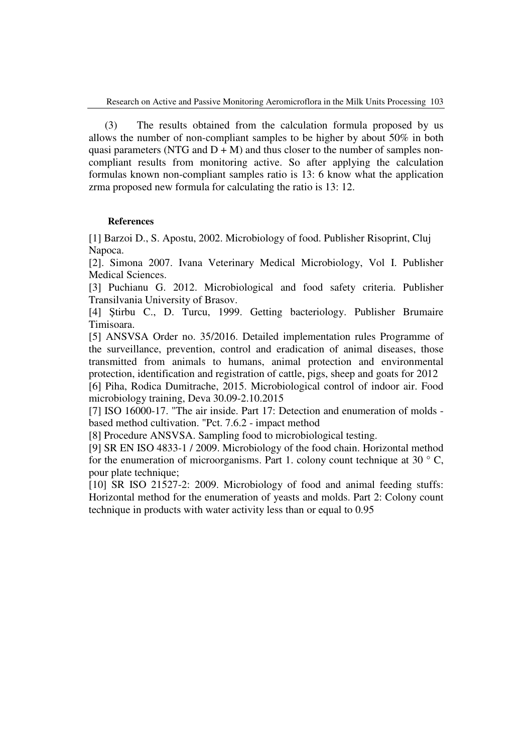(3) The results obtained from the calculation formula proposed by us allows the number of non-compliant samples to be higher by about 50% in both quasi parameters (NTG and D + M) and thus closer to the number of samples non-compliant results from monitoring active. So after applying the calculation formulas known non-compliant samples ratio is 13: 6 know what the application zrma proposed new formula for calculating the ratio is 13: 12.

**References**

[1] Barzoi D., S. Apostu, 2002. Microbiology of food. Publisher Risoprint, Cluj Napoca.

[2]. Simona 2007. Ivana Veterinary Medical Microbiology, Vol I. Publisher Medical Sciences.

[3] Puchianu G. 2012. Microbiological and food safety criteria. Publisher Transilvania University of Brasov.

[4] Ştirbu C., D. Turcu, 1999. Getting bacteriology. Publisher Brumaire Timisoara.

[5] ANSVSA Order no. 35/2016. Detailed implementation rules Programme of the surveillance, prevention, control and eradication of animal diseases, those transmitted from animals to humans, animal protection and environmental protection, identification and registration of cattle, pigs, sheep and goats for 2012

[6] Piha, Rodica Dumitrache, 2015. Microbiological control of indoor air. Food microbiology training, Deva 30.09-2.10.2015

[7] ISO 16000-17. "The air inside. Part 17: Detection and enumeration of molds - based method cultivation. "Pct. 7.6.2 - impact method

[8] Procedure ANSVSA. Sampling food to microbiological testing.

[9] SR EN ISO 4833-1 / 2009. Microbiology of the food chain. Horizontal method for the enumeration of microorganisms. Part 1. colony count technique at 30 ° C, pour plate technique;

[10] SR ISO 21527-2: 2009. Microbiology of food and animal feeding stuffs: Horizontal method for the enumeration of yeasts and molds. Part 2: Colony count technique in products with water activity less than or equal to 0.95